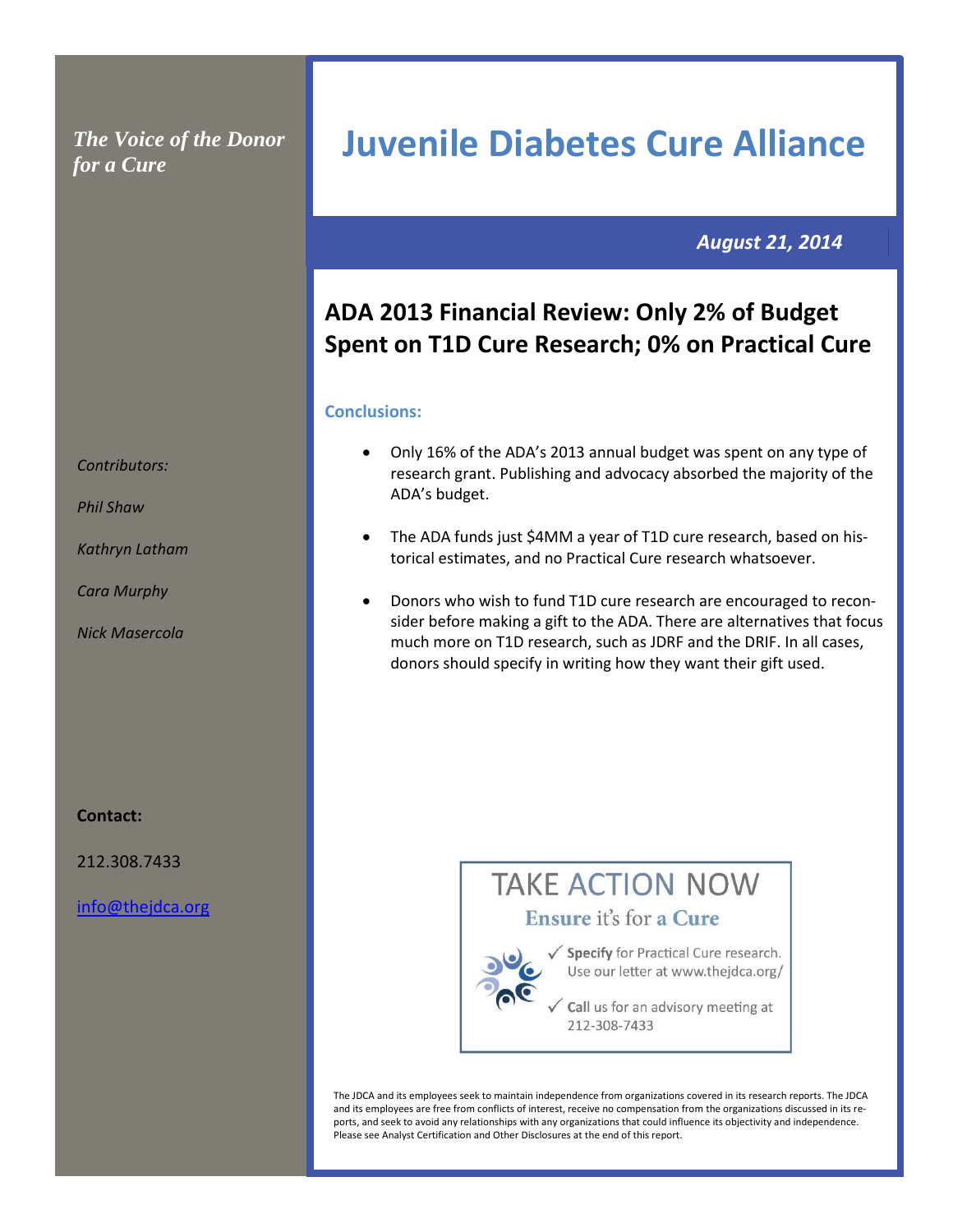*The Voice of the Donor for a Cure*

# Juvenile Diabetes Cure Alliance

***August 21, 2014***

## ADA 2013 Financial Review: Only 2% of Budget Spent on T1D Cure Research; 0% on Practical Cure

### Conclusions:

- Only 16% of the ADA's 2013 annual budget was spent on any type of research grant. Publishing and advocacy absorbed the majority of the ADA's budget.
- The ADA funds just $4MM a year of T1D cure research, based on historical estimates, and no Practical Cure research whatsoever.
- Donors who wish to fund T1D cure research are encouraged to reconsider before making a gift to the ADA. There are alternatives that focus much more on T1D research, such as JDRF and the DRIF. In all cases, donors should specify in writing how they want their gift used.

*Contributors:*

*Phil Shaw*

*Kathryn Latham*

*Cara Murphy*

*Nick Masercola*

**Contact:**

212.308.7433

info@thejdca.org

**TAKE ACTION NOW**

**Ensure it's for a Cure**

✓ **Specify** for Practical Cure research. Use our letter at www.thejdca.org/

✓ **Call** us for an advisory meeting at 212-308-7433

The JDCA and its employees seek to maintain independence from organizations covered in its research reports. The JDCA and its employees are free from conflicts of interest, receive no compensation from the organizations discussed in its reports, and seek to avoid any relationships with any organizations that could influence its objectivity and independence. Please see Analyst Certification and Other Disclosures at the end of this report.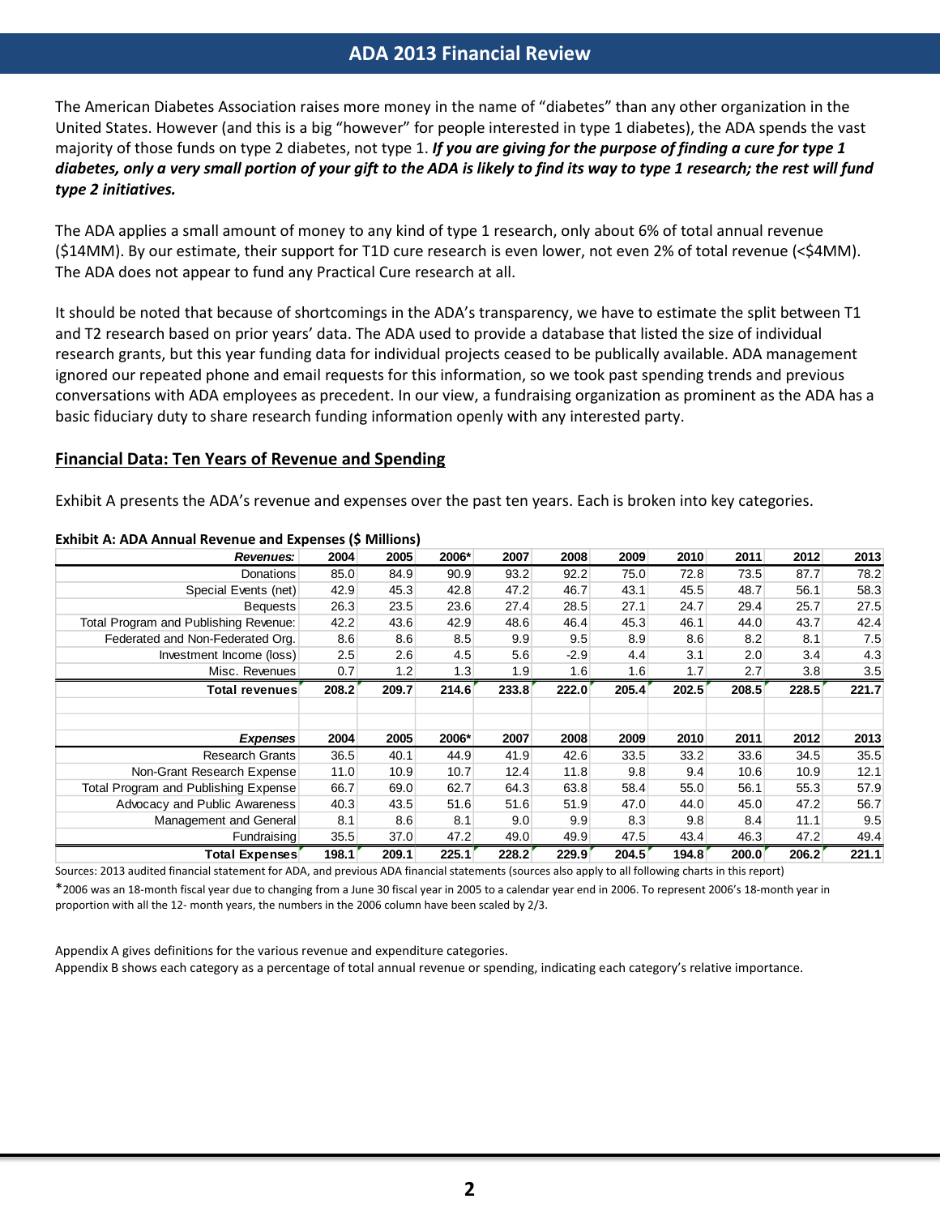# ADA 2013 Financial Review

The American Diabetes Association raises more money in the name of "diabetes" than any other organization in the United States. However (and this is a big "however" for people interested in type 1 diabetes), the ADA spends the vast majority of those funds on type 2 diabetes, not type 1. ***If you are giving for the purpose of finding a cure for type 1 diabetes, only a very small portion of your gift to the ADA is likely to find its way to type 1 research; the rest will fund type 2 initiatives.***

The ADA applies a small amount of money to any kind of type 1 research, only about 6% of total annual revenue ($14MM). By our estimate, their support for T1D cure research is even lower, not even 2% of total revenue (<$4MM). The ADA does not appear to fund any Practical Cure research at all.

It should be noted that because of shortcomings in the ADA's transparency, we have to estimate the split between T1 and T2 research based on prior years' data. The ADA used to provide a database that listed the size of individual research grants, but this year funding data for individual projects ceased to be publically available. ADA management ignored our repeated phone and email requests for this information, so we took past spending trends and previous conversations with ADA employees as precedent. In our view, a fundraising organization as prominent as the ADA has a basic fiduciary duty to share research funding information openly with any interested party.

## Financial Data: Ten Years of Revenue and Spending

Exhibit A presents the ADA's revenue and expenses over the past ten years. Each is broken into key categories.

**Exhibit A: ADA Annual Revenue and Expenses ($ Millions)**

| *Revenues:* | 2004 | 2005 | 2006* | 2007 | 2008 | 2009 | 2010 | 2011 | 2012 | 2013 |
|---|---|---|---|---|---|---|---|---|---|---|
| Donations | 85.0 | 84.9 | 90.9 | 93.2 | 92.2 | 75.0 | 72.8 | 73.5 | 87.7 | 78.2 |
| Special Events (net) | 42.9 | 45.3 | 42.8 | 47.2 | 46.7 | 43.1 | 45.5 | 48.7 | 56.1 | 58.3 |
| Bequests | 26.3 | 23.5 | 23.6 | 27.4 | 28.5 | 27.1 | 24.7 | 29.4 | 25.7 | 27.5 |
| Total Program and Publishing Revenue: | 42.2 | 43.6 | 42.9 | 48.6 | 46.4 | 45.3 | 46.1 | 44.0 | 43.7 | 42.4 |
| Federated and Non-Federated Org. | 8.6 | 8.6 | 8.5 | 9.9 | 9.5 | 8.9 | 8.6 | 8.2 | 8.1 | 7.5 |
| Investment Income (loss) | 2.5 | 2.6 | 4.5 | 5.6 | -2.9 | 4.4 | 3.1 | 2.0 | 3.4 | 4.3 |
| Misc. Revenues | 0.7 | 1.2 | 1.3 | 1.9 | 1.6 | 1.6 | 1.7 | 2.7 | 3.8 | 3.5 |
| **Total revenues** | **208.2** | **209.7** | **214.6** | **233.8** | **222.0** | **205.4** | **202.5** | **208.5** | **228.5** | **221.7** |
| | | | | | | | | | | |
| *Expenses* | 2004 | 2005 | 2006* | 2007 | 2008 | 2009 | 2010 | 2011 | 2012 | 2013 |
| Research Grants | 36.5 | 40.1 | 44.9 | 41.9 | 42.6 | 33.5 | 33.2 | 33.6 | 34.5 | 35.5 |
| Non-Grant Research Expense | 11.0 | 10.9 | 10.7 | 12.4 | 11.8 | 9.8 | 9.4 | 10.6 | 10.9 | 12.1 |
| Total Program and Publishing Expense | 66.7 | 69.0 | 62.7 | 64.3 | 63.8 | 58.4 | 55.0 | 56.1 | 55.3 | 57.9 |
| Advocacy and Public Awareness | 40.3 | 43.5 | 51.6 | 51.6 | 51.9 | 47.0 | 44.0 | 45.0 | 47.2 | 56.7 |
| Management and General | 8.1 | 8.6 | 8.1 | 9.0 | 9.9 | 8.3 | 9.8 | 8.4 | 11.1 | 9.5 |
| Fundraising | 35.5 | 37.0 | 47.2 | 49.0 | 49.9 | 47.5 | 43.4 | 46.3 | 47.2 | 49.4 |
| **Total Expenses** | **198.1** | **209.1** | **225.1** | **228.2** | **229.9** | **204.5** | **194.8** | **200.0** | **206.2** | **221.1** |

Sources: 2013 audited financial statement for ADA, and previous ADA financial statements (sources also apply to all following charts in this report)

*2006 was an 18-month fiscal year due to changing from a June 30 fiscal year in 2005 to a calendar year end in 2006. To represent 2006's 18-month year in proportion with all the 12- month years, the numbers in the 2006 column have been scaled by 2/3.

Appendix A gives definitions for the various revenue and expenditure categories.
Appendix B shows each category as a percentage of total annual revenue or spending, indicating each category's relative importance.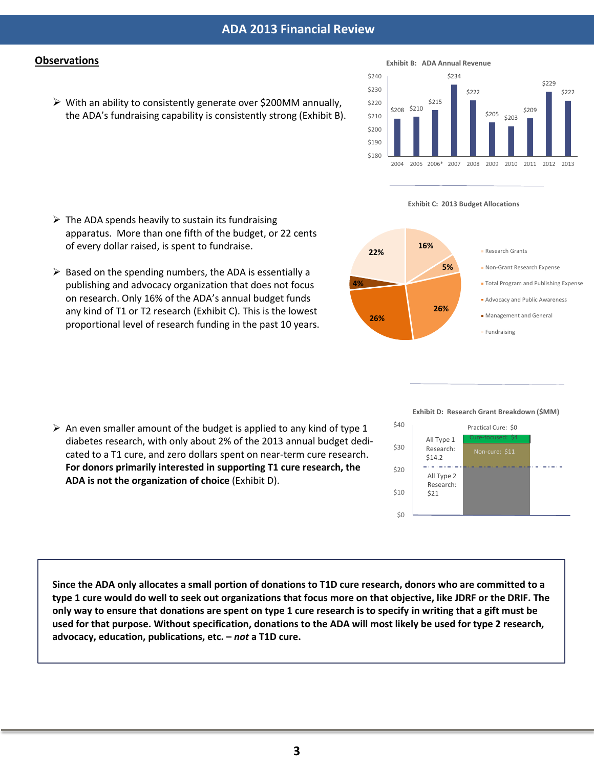# ADA 2013 Financial Review

## Observations

- With an ability to consistently generate over $200MM annually, the ADA's fundraising capability is consistently strong (Exhibit B).

**Exhibit B: ADA Annual Revenue**

| Year | Revenue |
|---|---|
| 2004 | $208 |
| 2005 | $210 |
| 2006* | $215 |
| 2007 | $234 |
| 2008 | $222 |
| 2009 | $205 |
| 2010 | $203 |
| 2011 | $209 |
| 2012 | $229 |
| 2013 | $222 |

- The ADA spends heavily to sustain its fundraising apparatus. More than one fifth of the budget, or 22 cents of every dollar raised, is spent to fundraise.

- Based on the spending numbers, the ADA is essentially a publishing and advocacy organization that does not focus on research. Only 16% of the ADA's annual budget funds any kind of T1 or T2 research (Exhibit C). This is the lowest proportional level of research funding in the past 10 years.

**Exhibit C: 2013 Budget Allocations**

| Category | Share |
|---|---|
| Research Grants | 16% |
| Non-Grant Research Expense | 5% |
| Total Program and Publishing Expense | 26% |
| Advocacy and Public Awareness | 26% |
| Management and General | 4% |
| Fundraising | 22% |

- An even smaller amount of the budget is applied to any kind of type 1 diabetes research, with only about 2% of the 2013 annual budget dedicated to a T1 cure, and zero dollars spent on near-term cure research. **For donors primarily interested in supporting T1 cure research, the ADA is not the organization of choice** (Exhibit D).

**Exhibit D: Research Grant Breakdown ($MM)**

| Category | Amount |
|---|---|
| All Type 2 Research | $21 |
| All Type 1 Research | $14.2 |
| – Non-cure | $11 |
| – Cure-focused | $4 |
| – Practical Cure | $0 |

**Since the ADA only allocates a small portion of donations to T1D cure research, donors who are committed to a type 1 cure would do well to seek out organizations that focus more on that objective, like JDRF or the DRIF. The only way to ensure that donations are spent on type 1 cure research is to specify in writing that a gift must be used for that purpose. Without specification, donations to the ADA will most likely be used for type 2 research, advocacy, education, publications, etc. – *not* a T1D cure.**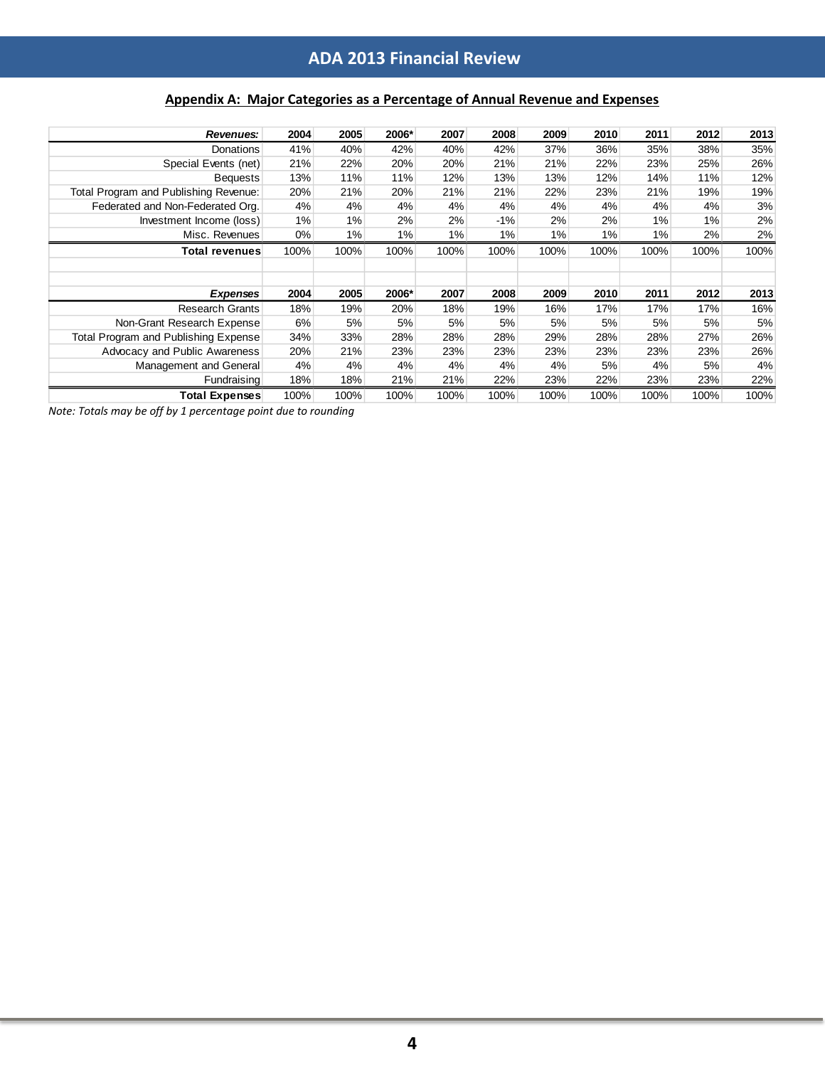## Appendix A: Major Categories as a Percentage of Annual Revenue and Expenses

| *Revenues:* | 2004 | 2005 | 2006* | 2007 | 2008 | 2009 | 2010 | 2011 | 2012 | 2013 |
|---|---|---|---|---|---|---|---|---|---|---|
| Donations | 41% | 40% | 42% | 40% | 42% | 37% | 36% | 35% | 38% | 35% |
| Special Events (net) | 21% | 22% | 20% | 20% | 21% | 21% | 22% | 23% | 25% | 26% |
| Bequests | 13% | 11% | 11% | 12% | 13% | 13% | 12% | 14% | 11% | 12% |
| Total Program and Publishing Revenue: | 20% | 21% | 20% | 21% | 21% | 22% | 23% | 21% | 19% | 19% |
| Federated and Non-Federated Org. | 4% | 4% | 4% | 4% | 4% | 4% | 4% | 4% | 4% | 3% |
| Investment Income (loss) | 1% | 1% | 2% | 2% | -1% | 2% | 2% | 1% | 1% | 2% |
| Misc. Revenues | 0% | 1% | 1% | 1% | 1% | 1% | 1% | 1% | 2% | 2% |
| **Total revenues** | 100% | 100% | 100% | 100% | 100% | 100% | 100% | 100% | 100% | 100% |
| | | | | | | | | | | |
| | | | | | | | | | | |
| ***Expenses*** | **2004** | **2005** | **2006*** | **2007** | **2008** | **2009** | **2010** | **2011** | **2012** | **2013** |
| Research Grants | 18% | 19% | 20% | 18% | 19% | 16% | 17% | 17% | 17% | 16% |
| Non-Grant Research Expense | 6% | 5% | 5% | 5% | 5% | 5% | 5% | 5% | 5% | 5% |
| Total Program and Publishing Expense | 34% | 33% | 28% | 28% | 28% | 29% | 28% | 28% | 27% | 26% |
| Advocacy and Public Awareness | 20% | 21% | 23% | 23% | 23% | 23% | 23% | 23% | 23% | 26% |
| Management and General | 4% | 4% | 4% | 4% | 4% | 4% | 5% | 4% | 5% | 4% |
| Fundraising | 18% | 18% | 21% | 21% | 22% | 23% | 22% | 23% | 23% | 22% |
| **Total Expenses** | 100% | 100% | 100% | 100% | 100% | 100% | 100% | 100% | 100% | 100% |

*Note: Totals may be off by 1 percentage point due to rounding*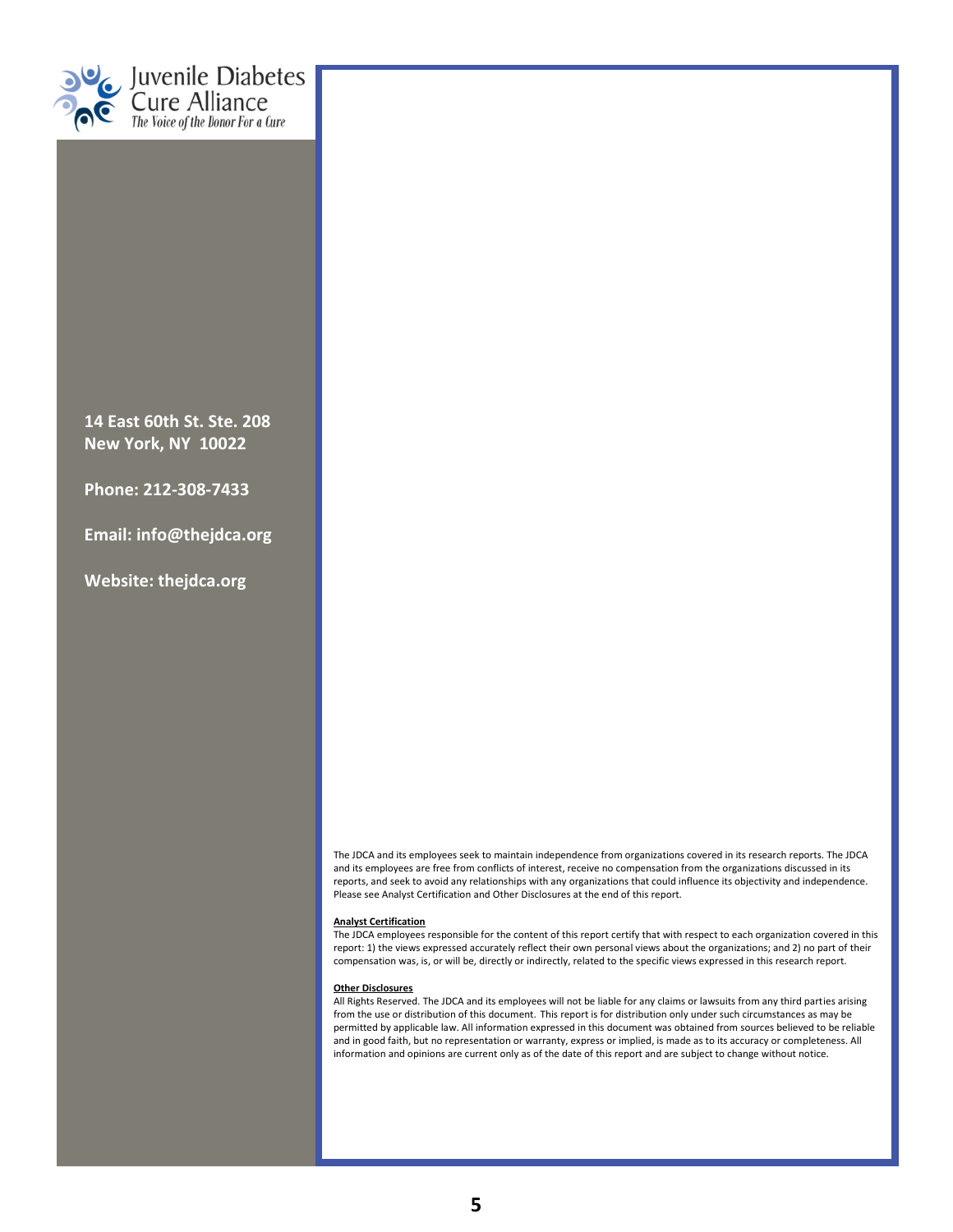Juvenile Diabetes Cure Alliance

*The Voice of the Donor For a Cure*

**14 East 60th St. Ste. 208**
**New York, NY 10022**

**Phone: 212-308-7433**

**Email: info@thejdca.org**

**Website: thejdca.org**

The JDCA and its employees seek to maintain independence from organizations covered in its research reports. The JDCA and its employees are free from conflicts of interest, receive no compensation from the organizations discussed in its reports, and seek to avoid any relationships with any organizations that could influence its objectivity and independence. Please see Analyst Certification and Other Disclosures at the end of this report.

**Analyst Certification**

The JDCA employees responsible for the content of this report certify that with respect to each organization covered in this report: 1) the views expressed accurately reflect their own personal views about the organizations; and 2) no part of their compensation was, is, or will be, directly or indirectly, related to the specific views expressed in this research report.

**Other Disclosures**

All Rights Reserved. The JDCA and its employees will not be liable for any claims or lawsuits from any third parties arising from the use or distribution of this document. This report is for distribution only under such circumstances as may be permitted by applicable law. All information expressed in this document was obtained from sources believed to be reliable and in good faith, but no representation or warranty, express or implied, is made as to its accuracy or completeness. All information and opinions are current only as of the date of this report and are subject to change without notice.